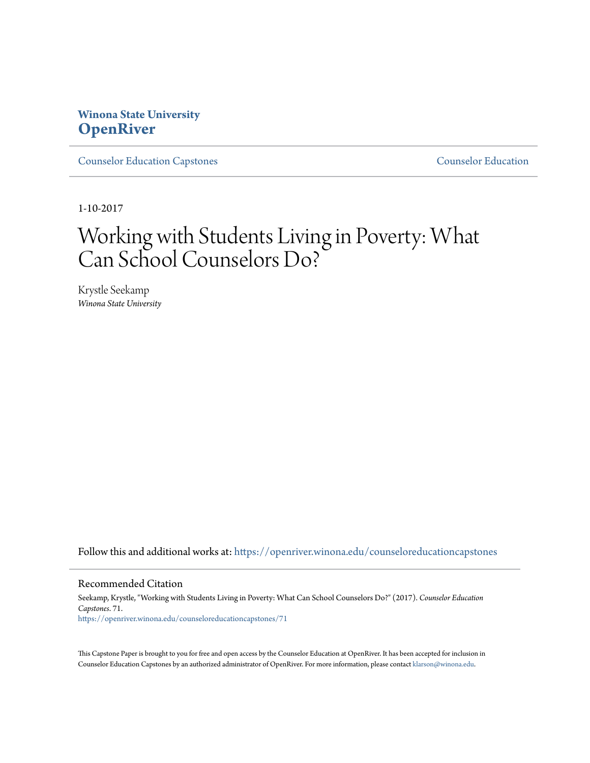**Winona State University**
**OpenRiver**

Counselor Education Capstones — Counselor Education

1-10-2017

# Working with Students Living in Poverty: What Can School Counselors Do?

Krystle Seekamp
*Winona State University*

Follow this and additional works at: https://openriver.winona.edu/counseloreducationcapstones

## Recommended Citation

Seekamp, Krystle, "Working with Students Living in Poverty: What Can School Counselors Do?" (2017). *Counselor Education Capstones*. 71.
https://openriver.winona.edu/counseloreducationcapstones/71

This Capstone Paper is brought to you for free and open access by the Counselor Education at OpenRiver. It has been accepted for inclusion in Counselor Education Capstones by an authorized administrator of OpenRiver. For more information, please contact klarson@winona.edu.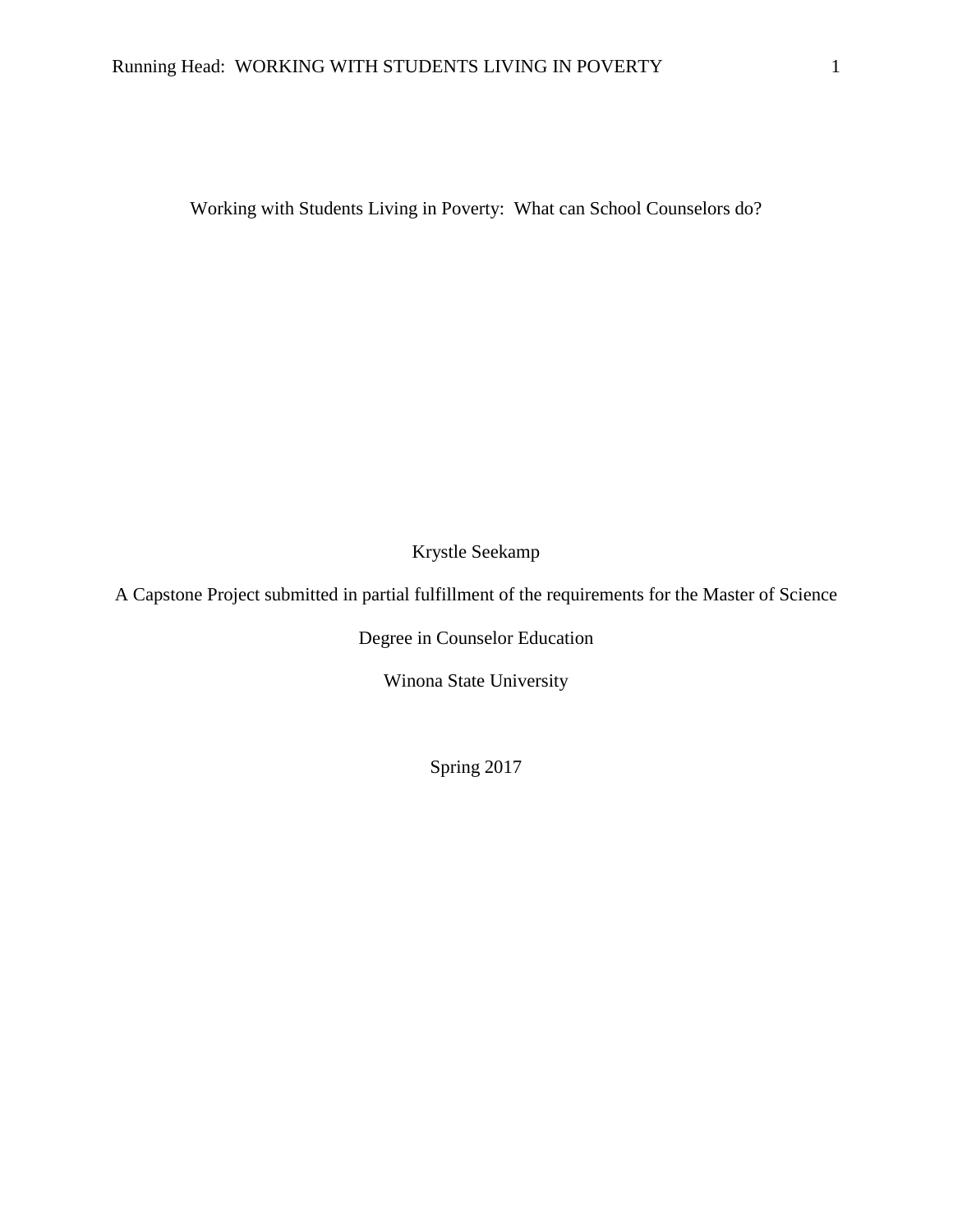# Working with Students Living in Poverty: What can School Counselors do?

Krystle Seekamp

A Capstone Project submitted in partial fulfillment of the requirements for the Master of Science Degree in Counselor Education

Winona State University

Spring 2017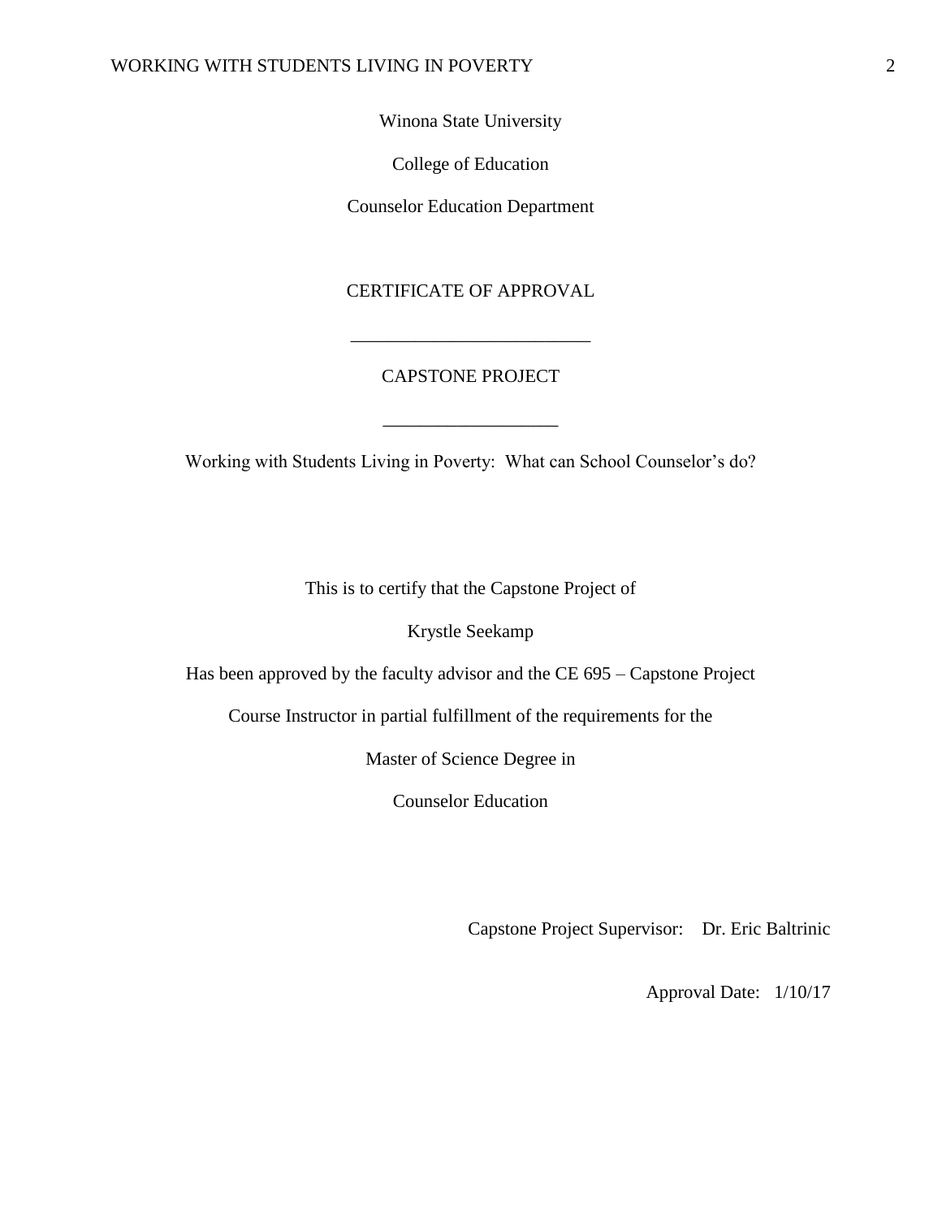Winona State University

College of Education

Counselor Education Department

CERTIFICATE OF APPROVAL

\_\_\_\_\_\_\_\_\_\_\_\_\_\_\_\_\_\_\_\_\_\_\_\_\_\_

CAPSTONE PROJECT

\_\_\_\_\_\_\_\_\_\_\_\_\_\_\_\_\_\_\_

Working with Students Living in Poverty: What can School Counselor's do?

This is to certify that the Capstone Project of

Krystle Seekamp

Has been approved by the faculty advisor and the CE 695 – Capstone Project

Course Instructor in partial fulfillment of the requirements for the

Master of Science Degree in

Counselor Education

Capstone Project Supervisor: Dr. Eric Baltrinic

Approval Date: 1/10/17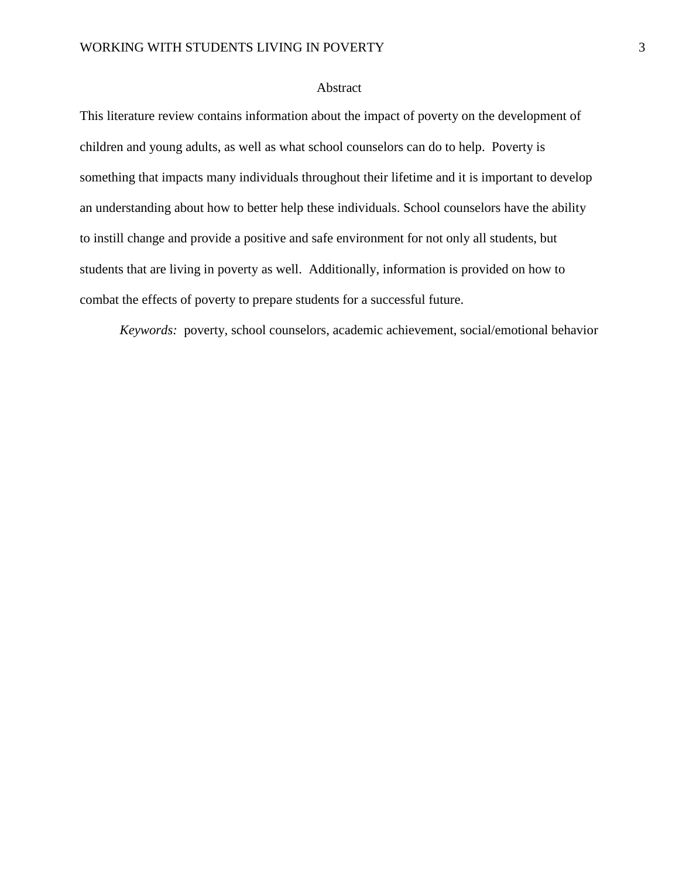# Abstract

This literature review contains information about the impact of poverty on the development of children and young adults, as well as what school counselors can do to help. Poverty is something that impacts many individuals throughout their lifetime and it is important to develop an understanding about how to better help these individuals. School counselors have the ability to instill change and provide a positive and safe environment for not only all students, but students that are living in poverty as well. Additionally, information is provided on how to combat the effects of poverty to prepare students for a successful future.

*Keywords:* poverty, school counselors, academic achievement, social/emotional behavior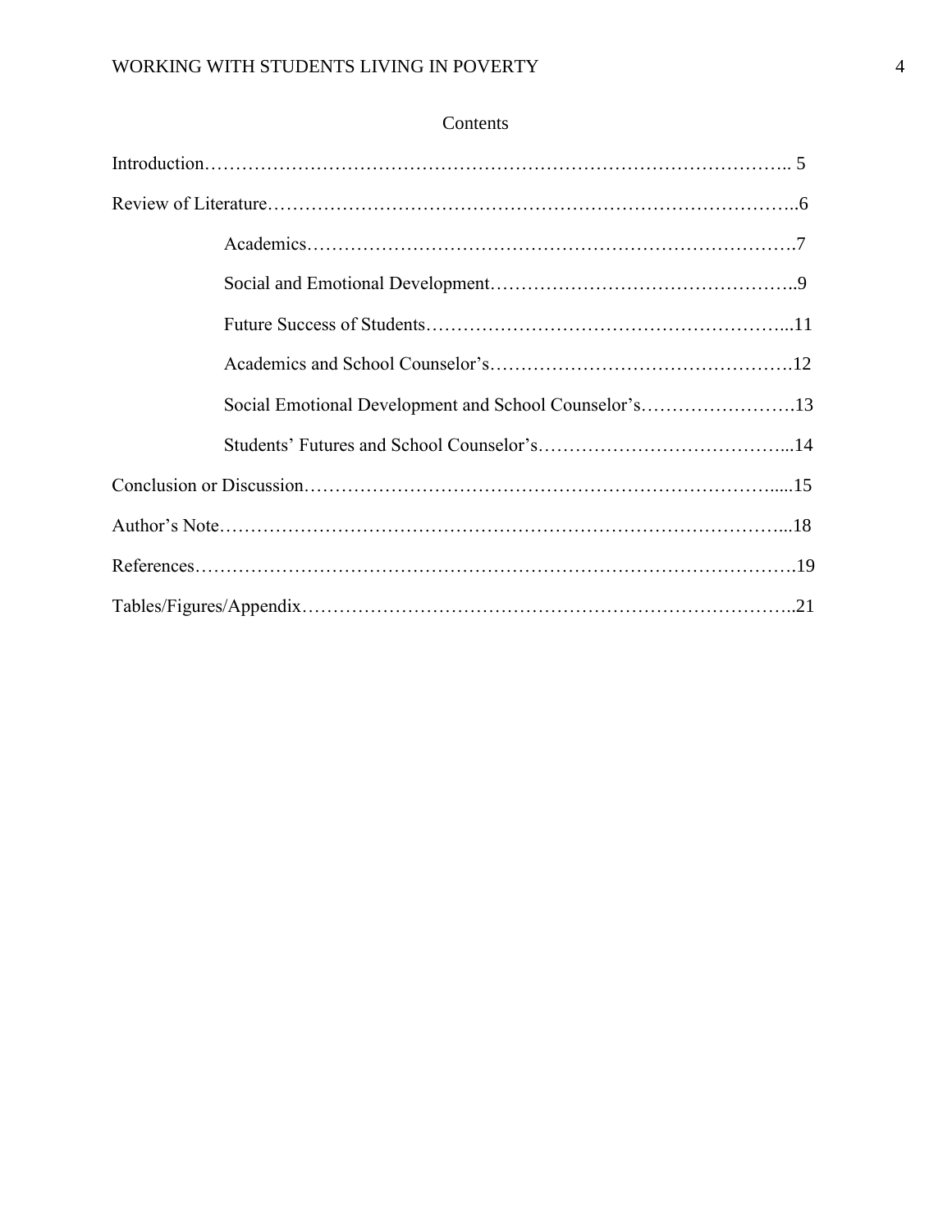# Contents

Introduction…………………………………………………………………………….. 5

Review of Literature………………………………………………………………………..6

- Academics…………………………………………………………………….7
- Social and Emotional Development…………………………………………..9
- Future Success of Students…………………………………………………...11
- Academics and School Counselor's………………………………………….12
- Social Emotional Development and School Counselor's…………………….13
- Students' Futures and School Counselor's…………………………………...14

Conclusion or Discussion……………………………………………………………......15

Author's Note……………………………………………………………………………...18

References……………………………………………………………………………….19

Tables/Figures/Appendix………………………………………………………………..21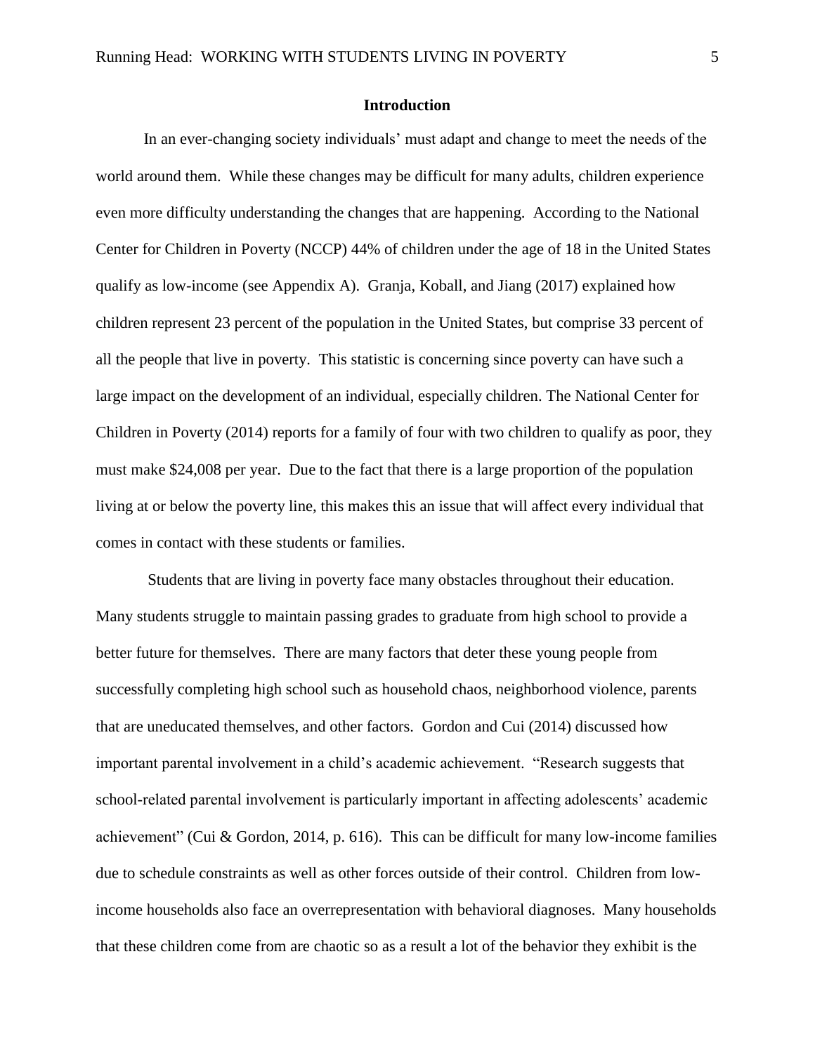## Introduction

In an ever-changing society individuals' must adapt and change to meet the needs of the world around them. While these changes may be difficult for many adults, children experience even more difficulty understanding the changes that are happening. According to the National Center for Children in Poverty (NCCP) 44% of children under the age of 18 in the United States qualify as low-income (see Appendix A). Granja, Koball, and Jiang (2017) explained how children represent 23 percent of the population in the United States, but comprise 33 percent of all the people that live in poverty. This statistic is concerning since poverty can have such a large impact on the development of an individual, especially children. The National Center for Children in Poverty (2014) reports for a family of four with two children to qualify as poor, they must make $24,008 per year. Due to the fact that there is a large proportion of the population living at or below the poverty line, this makes this an issue that will affect every individual that comes in contact with these students or families.

Students that are living in poverty face many obstacles throughout their education. Many students struggle to maintain passing grades to graduate from high school to provide a better future for themselves. There are many factors that deter these young people from successfully completing high school such as household chaos, neighborhood violence, parents that are uneducated themselves, and other factors. Gordon and Cui (2014) discussed how important parental involvement in a child's academic achievement. "Research suggests that school-related parental involvement is particularly important in affecting adolescents' academic achievement" (Cui & Gordon, 2014, p. 616). This can be difficult for many low-income families due to schedule constraints as well as other forces outside of their control. Children from low-income households also face an overrepresentation with behavioral diagnoses. Many households that these children come from are chaotic so as a result a lot of the behavior they exhibit is the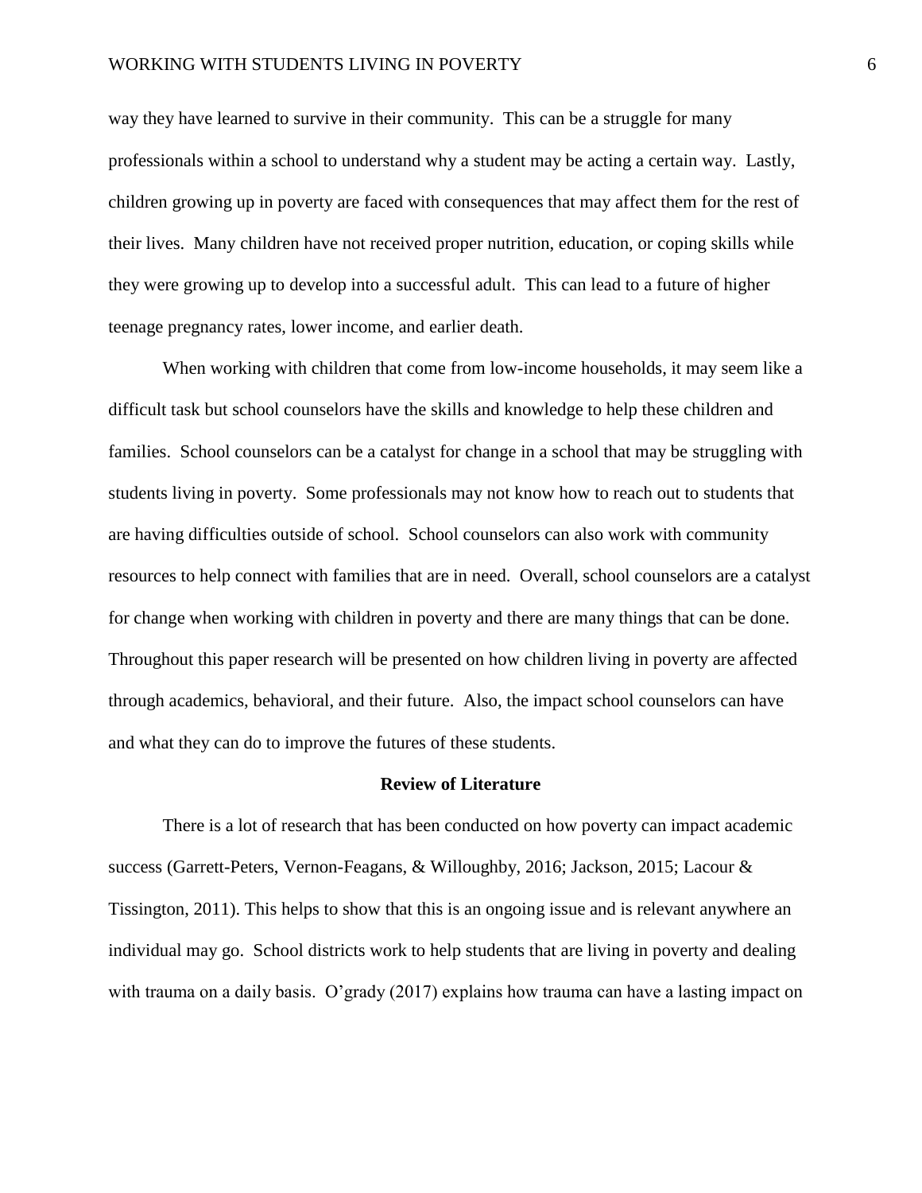way they have learned to survive in their community. This can be a struggle for many professionals within a school to understand why a student may be acting a certain way. Lastly, children growing up in poverty are faced with consequences that may affect them for the rest of their lives. Many children have not received proper nutrition, education, or coping skills while they were growing up to develop into a successful adult. This can lead to a future of higher teenage pregnancy rates, lower income, and earlier death.

When working with children that come from low-income households, it may seem like a difficult task but school counselors have the skills and knowledge to help these children and families. School counselors can be a catalyst for change in a school that may be struggling with students living in poverty. Some professionals may not know how to reach out to students that are having difficulties outside of school. School counselors can also work with community resources to help connect with families that are in need. Overall, school counselors are a catalyst for change when working with children in poverty and there are many things that can be done. Throughout this paper research will be presented on how children living in poverty are affected through academics, behavioral, and their future. Also, the impact school counselors can have and what they can do to improve the futures of these students.

## Review of Literature

There is a lot of research that has been conducted on how poverty can impact academic success (Garrett-Peters, Vernon-Feagans, & Willoughby, 2016; Jackson, 2015; Lacour & Tissington, 2011). This helps to show that this is an ongoing issue and is relevant anywhere an individual may go. School districts work to help students that are living in poverty and dealing with trauma on a daily basis. O'grady (2017) explains how trauma can have a lasting impact on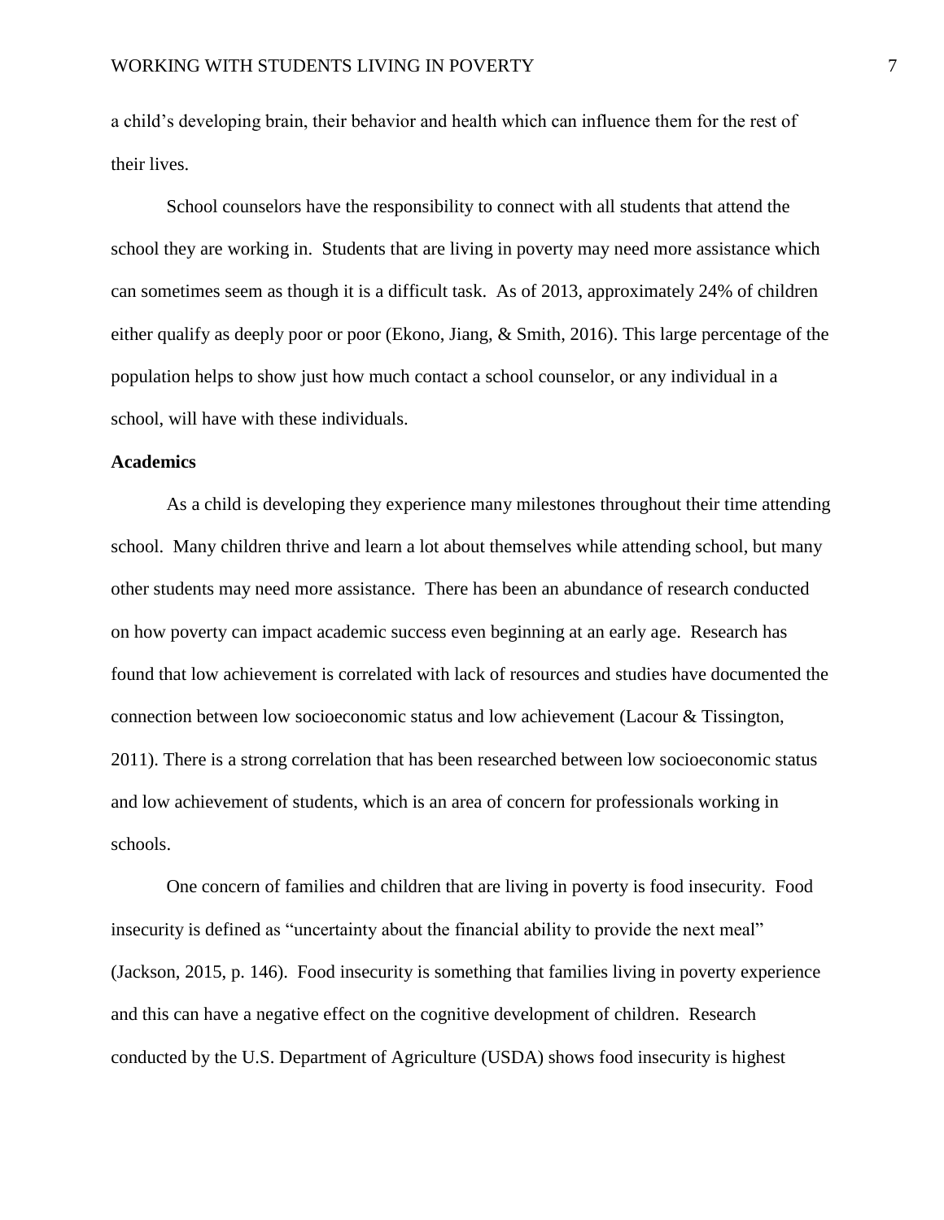a child's developing brain, their behavior and health which can influence them for the rest of their lives.

School counselors have the responsibility to connect with all students that attend the school they are working in. Students that are living in poverty may need more assistance which can sometimes seem as though it is a difficult task. As of 2013, approximately 24% of children either qualify as deeply poor or poor (Ekono, Jiang, & Smith, 2016). This large percentage of the population helps to show just how much contact a school counselor, or any individual in a school, will have with these individuals.

**Academics**

As a child is developing they experience many milestones throughout their time attending school. Many children thrive and learn a lot about themselves while attending school, but many other students may need more assistance. There has been an abundance of research conducted on how poverty can impact academic success even beginning at an early age. Research has found that low achievement is correlated with lack of resources and studies have documented the connection between low socioeconomic status and low achievement (Lacour & Tissington, 2011). There is a strong correlation that has been researched between low socioeconomic status and low achievement of students, which is an area of concern for professionals working in schools.

One concern of families and children that are living in poverty is food insecurity. Food insecurity is defined as "uncertainty about the financial ability to provide the next meal" (Jackson, 2015, p. 146). Food insecurity is something that families living in poverty experience and this can have a negative effect on the cognitive development of children. Research conducted by the U.S. Department of Agriculture (USDA) shows food insecurity is highest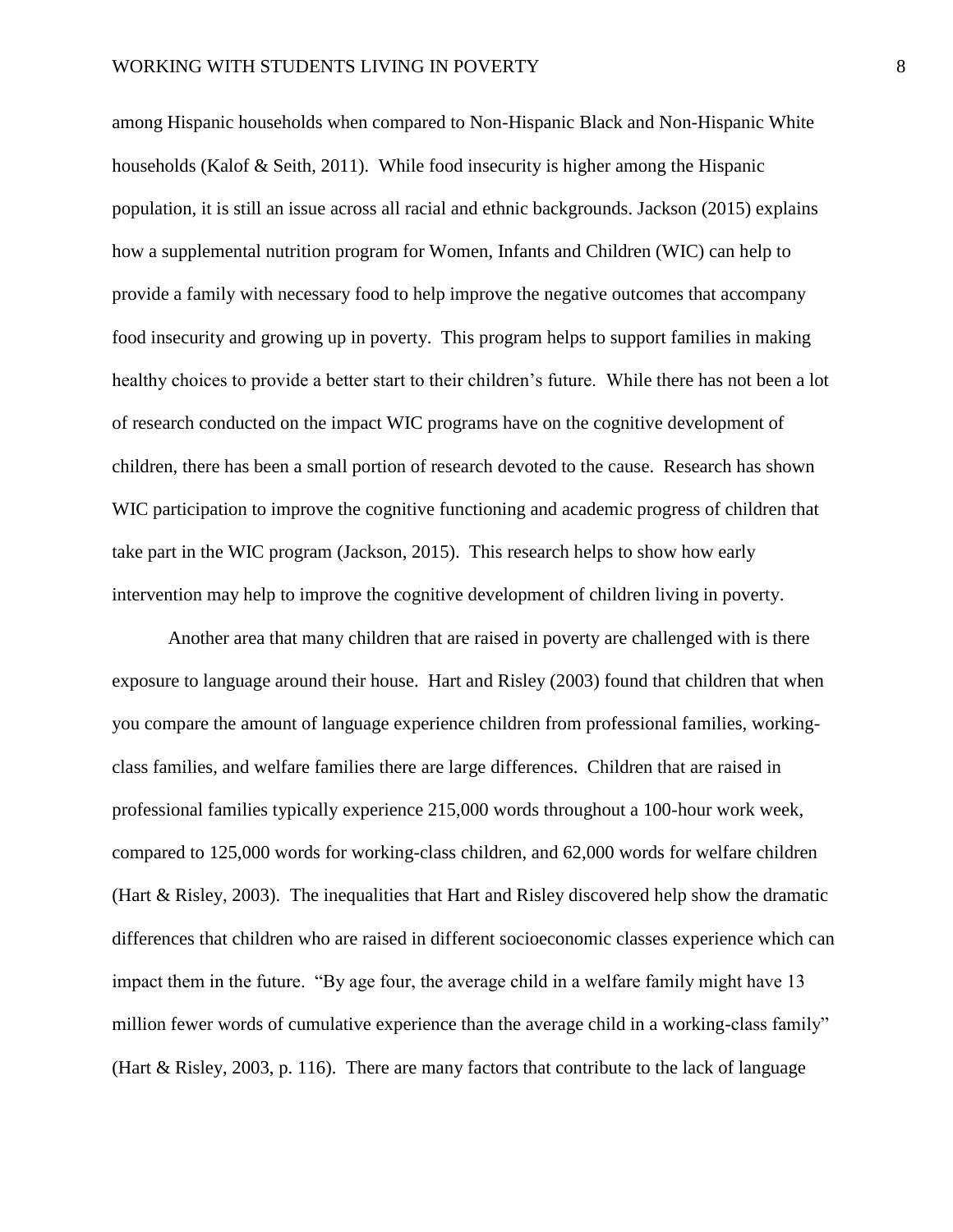among Hispanic households when compared to Non-Hispanic Black and Non-Hispanic White households (Kalof & Seith, 2011). While food insecurity is higher among the Hispanic population, it is still an issue across all racial and ethnic backgrounds. Jackson (2015) explains how a supplemental nutrition program for Women, Infants and Children (WIC) can help to provide a family with necessary food to help improve the negative outcomes that accompany food insecurity and growing up in poverty. This program helps to support families in making healthy choices to provide a better start to their children's future. While there has not been a lot of research conducted on the impact WIC programs have on the cognitive development of children, there has been a small portion of research devoted to the cause. Research has shown WIC participation to improve the cognitive functioning and academic progress of children that take part in the WIC program (Jackson, 2015). This research helps to show how early intervention may help to improve the cognitive development of children living in poverty.

Another area that many children that are raised in poverty are challenged with is there exposure to language around their house. Hart and Risley (2003) found that children that when you compare the amount of language experience children from professional families, working-class families, and welfare families there are large differences. Children that are raised in professional families typically experience 215,000 words throughout a 100-hour work week, compared to 125,000 words for working-class children, and 62,000 words for welfare children (Hart & Risley, 2003). The inequalities that Hart and Risley discovered help show the dramatic differences that children who are raised in different socioeconomic classes experience which can impact them in the future. "By age four, the average child in a welfare family might have 13 million fewer words of cumulative experience than the average child in a working-class family" (Hart & Risley, 2003, p. 116). There are many factors that contribute to the lack of language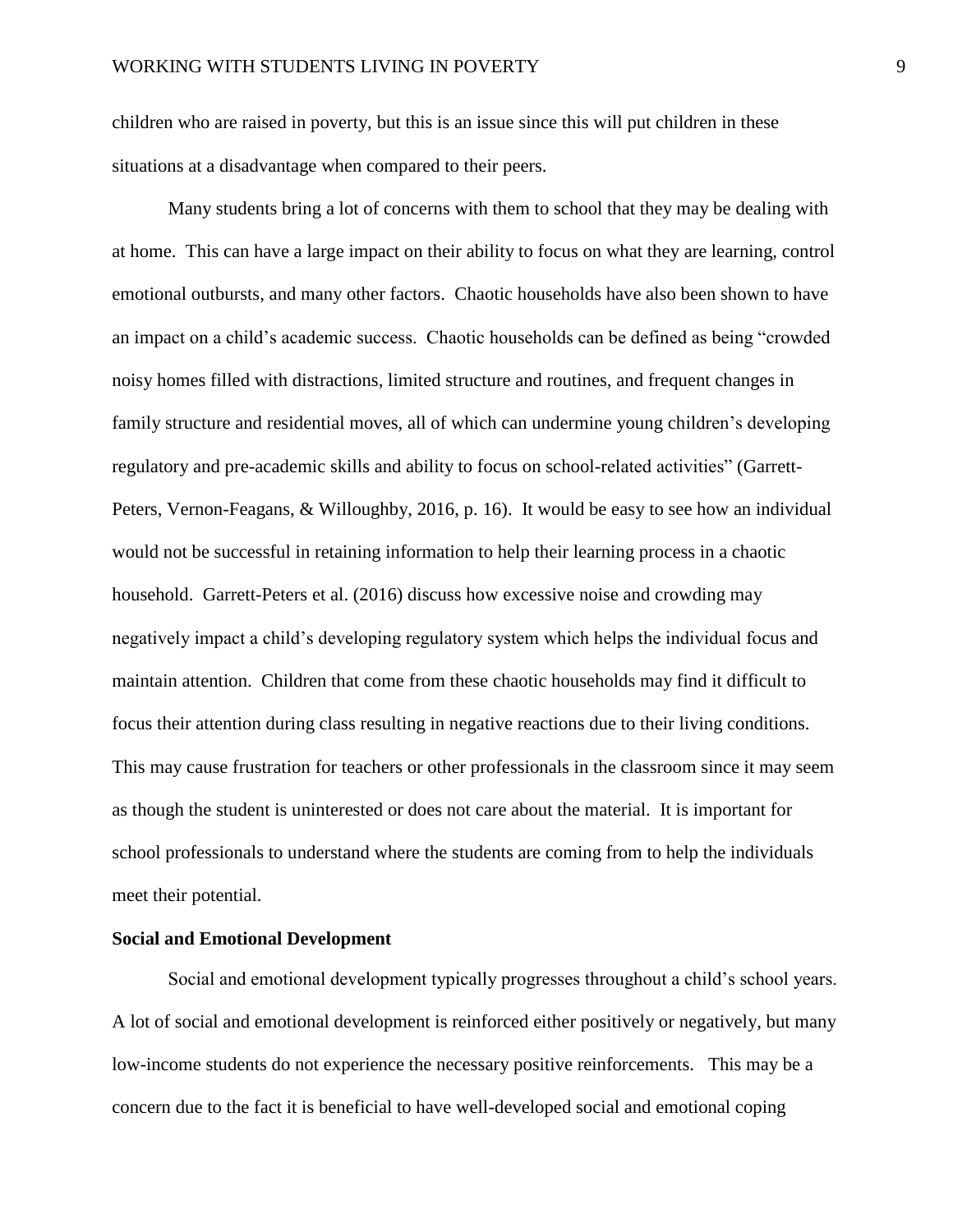children who are raised in poverty, but this is an issue since this will put children in these situations at a disadvantage when compared to their peers.

Many students bring a lot of concerns with them to school that they may be dealing with at home. This can have a large impact on their ability to focus on what they are learning, control emotional outbursts, and many other factors. Chaotic households have also been shown to have an impact on a child's academic success. Chaotic households can be defined as being "crowded noisy homes filled with distractions, limited structure and routines, and frequent changes in family structure and residential moves, all of which can undermine young children's developing regulatory and pre-academic skills and ability to focus on school-related activities" (Garrett-Peters, Vernon-Feagans, & Willoughby, 2016, p. 16). It would be easy to see how an individual would not be successful in retaining information to help their learning process in a chaotic household. Garrett-Peters et al. (2016) discuss how excessive noise and crowding may negatively impact a child's developing regulatory system which helps the individual focus and maintain attention. Children that come from these chaotic households may find it difficult to focus their attention during class resulting in negative reactions due to their living conditions. This may cause frustration for teachers or other professionals in the classroom since it may seem as though the student is uninterested or does not care about the material. It is important for school professionals to understand where the students are coming from to help the individuals meet their potential.

**Social and Emotional Development**

Social and emotional development typically progresses throughout a child's school years. A lot of social and emotional development is reinforced either positively or negatively, but many low-income students do not experience the necessary positive reinforcements. This may be a concern due to the fact it is beneficial to have well-developed social and emotional coping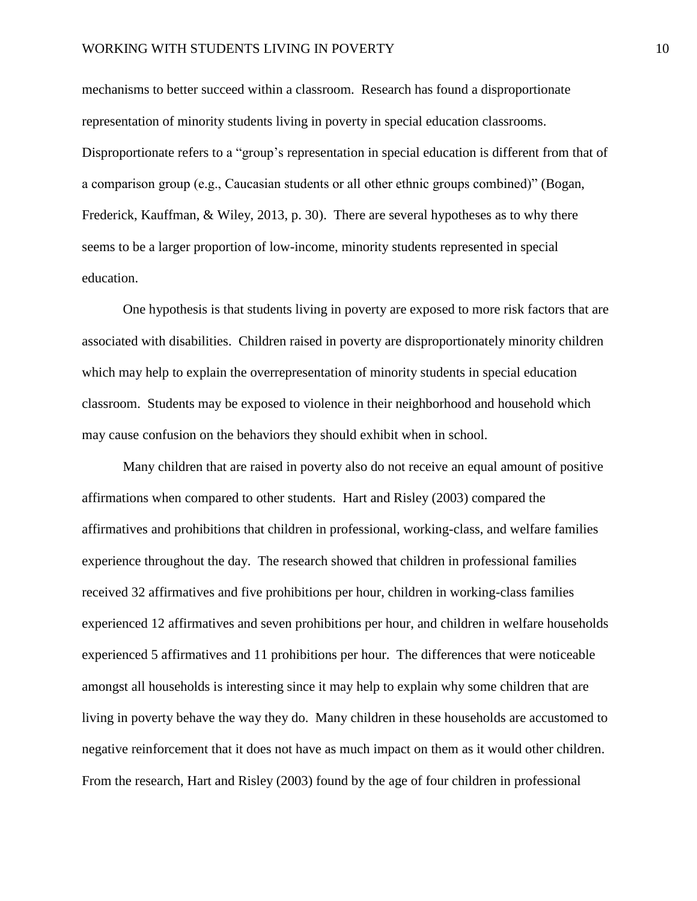mechanisms to better succeed within a classroom. Research has found a disproportionate representation of minority students living in poverty in special education classrooms. Disproportionate refers to a "group's representation in special education is different from that of a comparison group (e.g., Caucasian students or all other ethnic groups combined)" (Bogan, Frederick, Kauffman, & Wiley, 2013, p. 30). There are several hypotheses as to why there seems to be a larger proportion of low-income, minority students represented in special education.

One hypothesis is that students living in poverty are exposed to more risk factors that are associated with disabilities. Children raised in poverty are disproportionately minority children which may help to explain the overrepresentation of minority students in special education classroom. Students may be exposed to violence in their neighborhood and household which may cause confusion on the behaviors they should exhibit when in school.

Many children that are raised in poverty also do not receive an equal amount of positive affirmations when compared to other students. Hart and Risley (2003) compared the affirmatives and prohibitions that children in professional, working-class, and welfare families experience throughout the day. The research showed that children in professional families received 32 affirmatives and five prohibitions per hour, children in working-class families experienced 12 affirmatives and seven prohibitions per hour, and children in welfare households experienced 5 affirmatives and 11 prohibitions per hour. The differences that were noticeable amongst all households is interesting since it may help to explain why some children that are living in poverty behave the way they do. Many children in these households are accustomed to negative reinforcement that it does not have as much impact on them as it would other children. From the research, Hart and Risley (2003) found by the age of four children in professional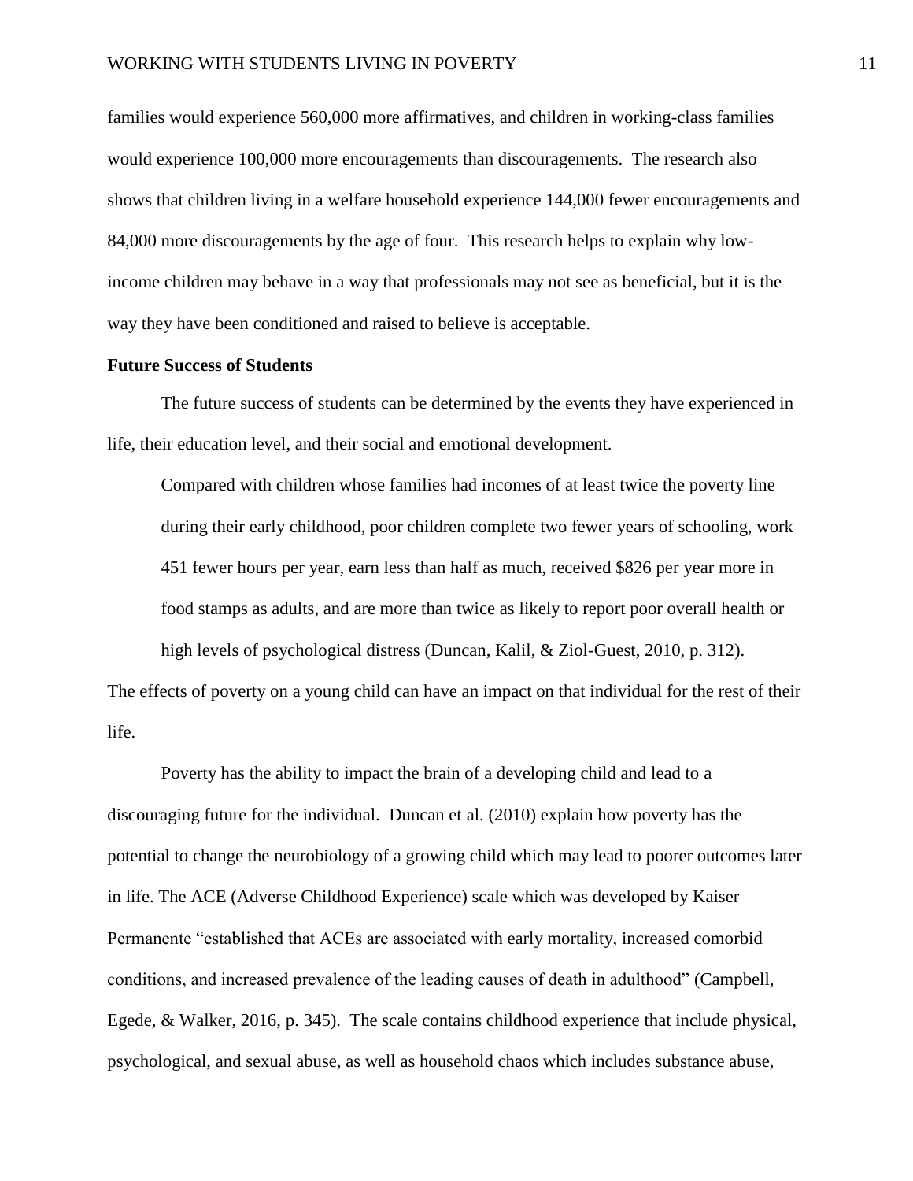families would experience 560,000 more affirmatives, and children in working-class families would experience 100,000 more encouragements than discouragements. The research also shows that children living in a welfare household experience 144,000 fewer encouragements and 84,000 more discouragements by the age of four. This research helps to explain why low-income children may behave in a way that professionals may not see as beneficial, but it is the way they have been conditioned and raised to believe is acceptable.

**Future Success of Students**

The future success of students can be determined by the events they have experienced in life, their education level, and their social and emotional development.

> Compared with children whose families had incomes of at least twice the poverty line during their early childhood, poor children complete two fewer years of schooling, work 451 fewer hours per year, earn less than half as much, received $826 per year more in food stamps as adults, and are more than twice as likely to report poor overall health or high levels of psychological distress (Duncan, Kalil, & Ziol-Guest, 2010, p. 312).

The effects of poverty on a young child can have an impact on that individual for the rest of their life.

Poverty has the ability to impact the brain of a developing child and lead to a discouraging future for the individual. Duncan et al. (2010) explain how poverty has the potential to change the neurobiology of a growing child which may lead to poorer outcomes later in life. The ACE (Adverse Childhood Experience) scale which was developed by Kaiser Permanente "established that ACEs are associated with early mortality, increased comorbid conditions, and increased prevalence of the leading causes of death in adulthood" (Campbell, Egede, & Walker, 2016, p. 345). The scale contains childhood experience that include physical, psychological, and sexual abuse, as well as household chaos which includes substance abuse,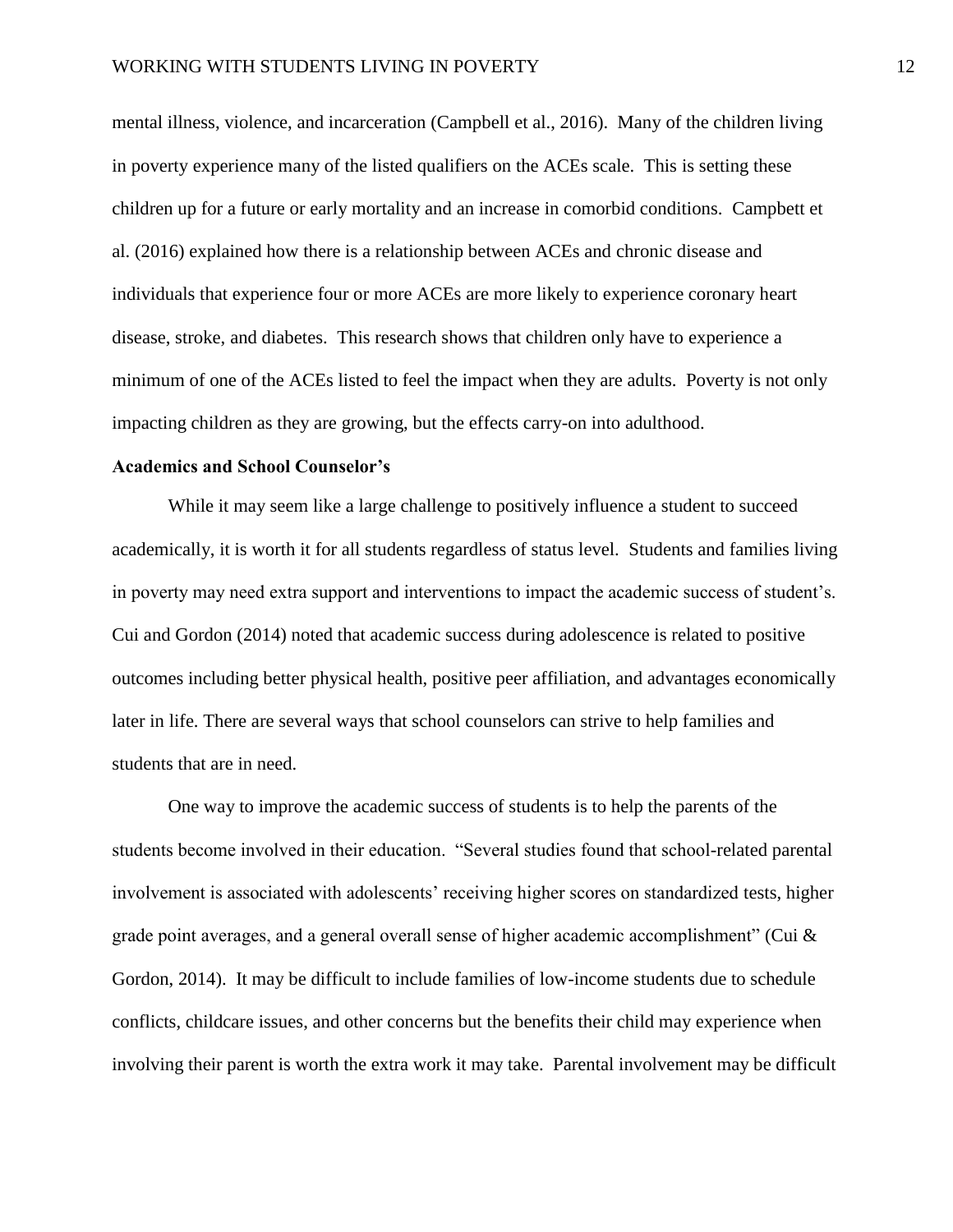mental illness, violence, and incarceration (Campbell et al., 2016). Many of the children living in poverty experience many of the listed qualifiers on the ACEs scale. This is setting these children up for a future or early mortality and an increase in comorbid conditions. Campbett et al. (2016) explained how there is a relationship between ACEs and chronic disease and individuals that experience four or more ACEs are more likely to experience coronary heart disease, stroke, and diabetes. This research shows that children only have to experience a minimum of one of the ACEs listed to feel the impact when they are adults. Poverty is not only impacting children as they are growing, but the effects carry-on into adulthood.

**Academics and School Counselor's**

While it may seem like a large challenge to positively influence a student to succeed academically, it is worth it for all students regardless of status level. Students and families living in poverty may need extra support and interventions to impact the academic success of student's. Cui and Gordon (2014) noted that academic success during adolescence is related to positive outcomes including better physical health, positive peer affiliation, and advantages economically later in life. There are several ways that school counselors can strive to help families and students that are in need.

One way to improve the academic success of students is to help the parents of the students become involved in their education. "Several studies found that school-related parental involvement is associated with adolescents' receiving higher scores on standardized tests, higher grade point averages, and a general overall sense of higher academic accomplishment" (Cui & Gordon, 2014). It may be difficult to include families of low-income students due to schedule conflicts, childcare issues, and other concerns but the benefits their child may experience when involving their parent is worth the extra work it may take. Parental involvement may be difficult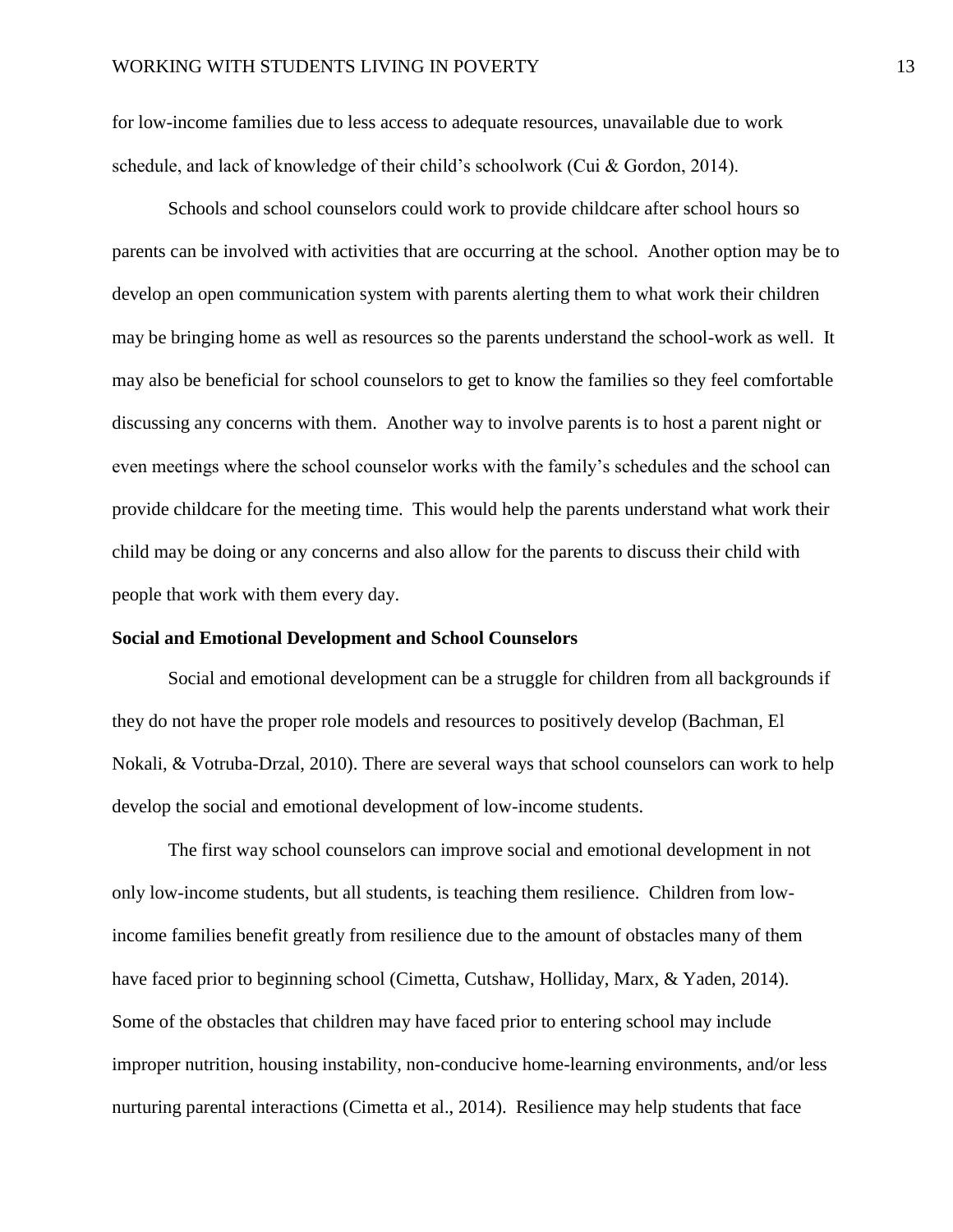for low-income families due to less access to adequate resources, unavailable due to work schedule, and lack of knowledge of their child's schoolwork (Cui & Gordon, 2014).

Schools and school counselors could work to provide childcare after school hours so parents can be involved with activities that are occurring at the school. Another option may be to develop an open communication system with parents alerting them to what work their children may be bringing home as well as resources so the parents understand the school-work as well. It may also be beneficial for school counselors to get to know the families so they feel comfortable discussing any concerns with them. Another way to involve parents is to host a parent night or even meetings where the school counselor works with the family's schedules and the school can provide childcare for the meeting time. This would help the parents understand what work their child may be doing or any concerns and also allow for the parents to discuss their child with people that work with them every day.

**Social and Emotional Development and School Counselors**

Social and emotional development can be a struggle for children from all backgrounds if they do not have the proper role models and resources to positively develop (Bachman, El Nokali, & Votruba-Drzal, 2010). There are several ways that school counselors can work to help develop the social and emotional development of low-income students.

The first way school counselors can improve social and emotional development in not only low-income students, but all students, is teaching them resilience. Children from low-income families benefit greatly from resilience due to the amount of obstacles many of them have faced prior to beginning school (Cimetta, Cutshaw, Holliday, Marx, & Yaden, 2014). Some of the obstacles that children may have faced prior to entering school may include improper nutrition, housing instability, non-conducive home-learning environments, and/or less nurturing parental interactions (Cimetta et al., 2014). Resilience may help students that face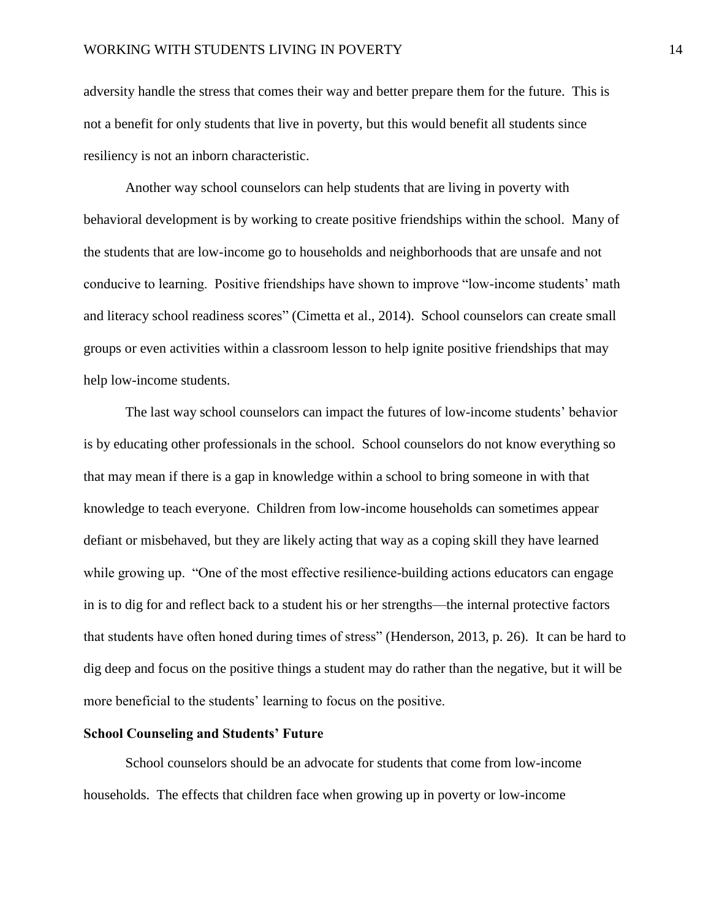adversity handle the stress that comes their way and better prepare them for the future. This is not a benefit for only students that live in poverty, but this would benefit all students since resiliency is not an inborn characteristic.

Another way school counselors can help students that are living in poverty with behavioral development is by working to create positive friendships within the school. Many of the students that are low-income go to households and neighborhoods that are unsafe and not conducive to learning. Positive friendships have shown to improve "low-income students' math and literacy school readiness scores" (Cimetta et al., 2014). School counselors can create small groups or even activities within a classroom lesson to help ignite positive friendships that may help low-income students.

The last way school counselors can impact the futures of low-income students' behavior is by educating other professionals in the school. School counselors do not know everything so that may mean if there is a gap in knowledge within a school to bring someone in with that knowledge to teach everyone. Children from low-income households can sometimes appear defiant or misbehaved, but they are likely acting that way as a coping skill they have learned while growing up. "One of the most effective resilience-building actions educators can engage in is to dig for and reflect back to a student his or her strengths—the internal protective factors that students have often honed during times of stress" (Henderson, 2013, p. 26). It can be hard to dig deep and focus on the positive things a student may do rather than the negative, but it will be more beneficial to the students' learning to focus on the positive.

**School Counseling and Students' Future**

School counselors should be an advocate for students that come from low-income households. The effects that children face when growing up in poverty or low-income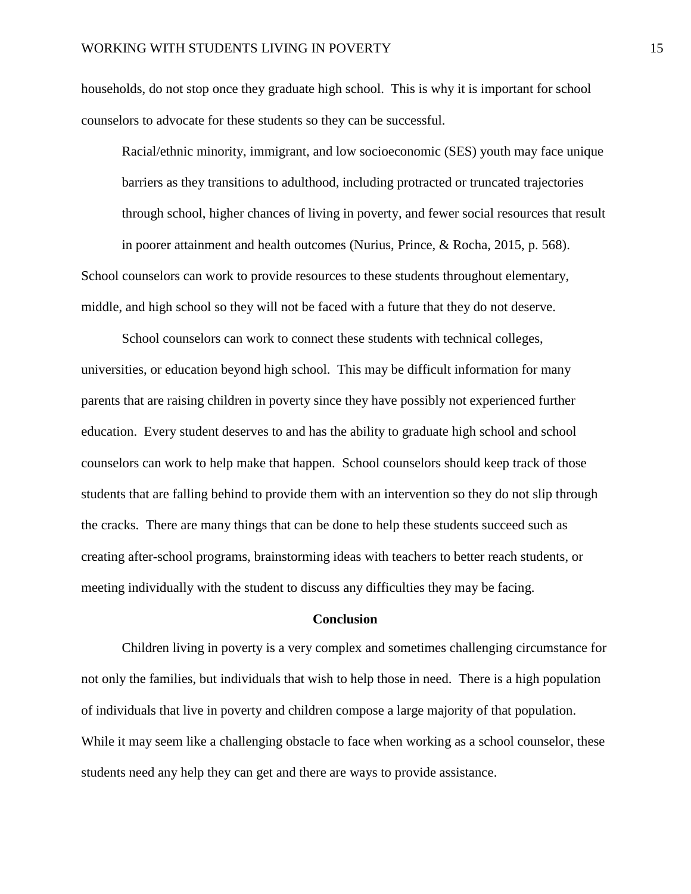households, do not stop once they graduate high school. This is why it is important for school counselors to advocate for these students so they can be successful.

> Racial/ethnic minority, immigrant, and low socioeconomic (SES) youth may face unique barriers as they transitions to adulthood, including protracted or truncated trajectories through school, higher chances of living in poverty, and fewer social resources that result in poorer attainment and health outcomes (Nurius, Prince, & Rocha, 2015, p. 568).

School counselors can work to provide resources to these students throughout elementary, middle, and high school so they will not be faced with a future that they do not deserve.

School counselors can work to connect these students with technical colleges, universities, or education beyond high school. This may be difficult information for many parents that are raising children in poverty since they have possibly not experienced further education. Every student deserves to and has the ability to graduate high school and school counselors can work to help make that happen. School counselors should keep track of those students that are falling behind to provide them with an intervention so they do not slip through the cracks. There are many things that can be done to help these students succeed such as creating after-school programs, brainstorming ideas with teachers to better reach students, or meeting individually with the student to discuss any difficulties they may be facing.

## Conclusion

Children living in poverty is a very complex and sometimes challenging circumstance for not only the families, but individuals that wish to help those in need. There is a high population of individuals that live in poverty and children compose a large majority of that population. While it may seem like a challenging obstacle to face when working as a school counselor, these students need any help they can get and there are ways to provide assistance.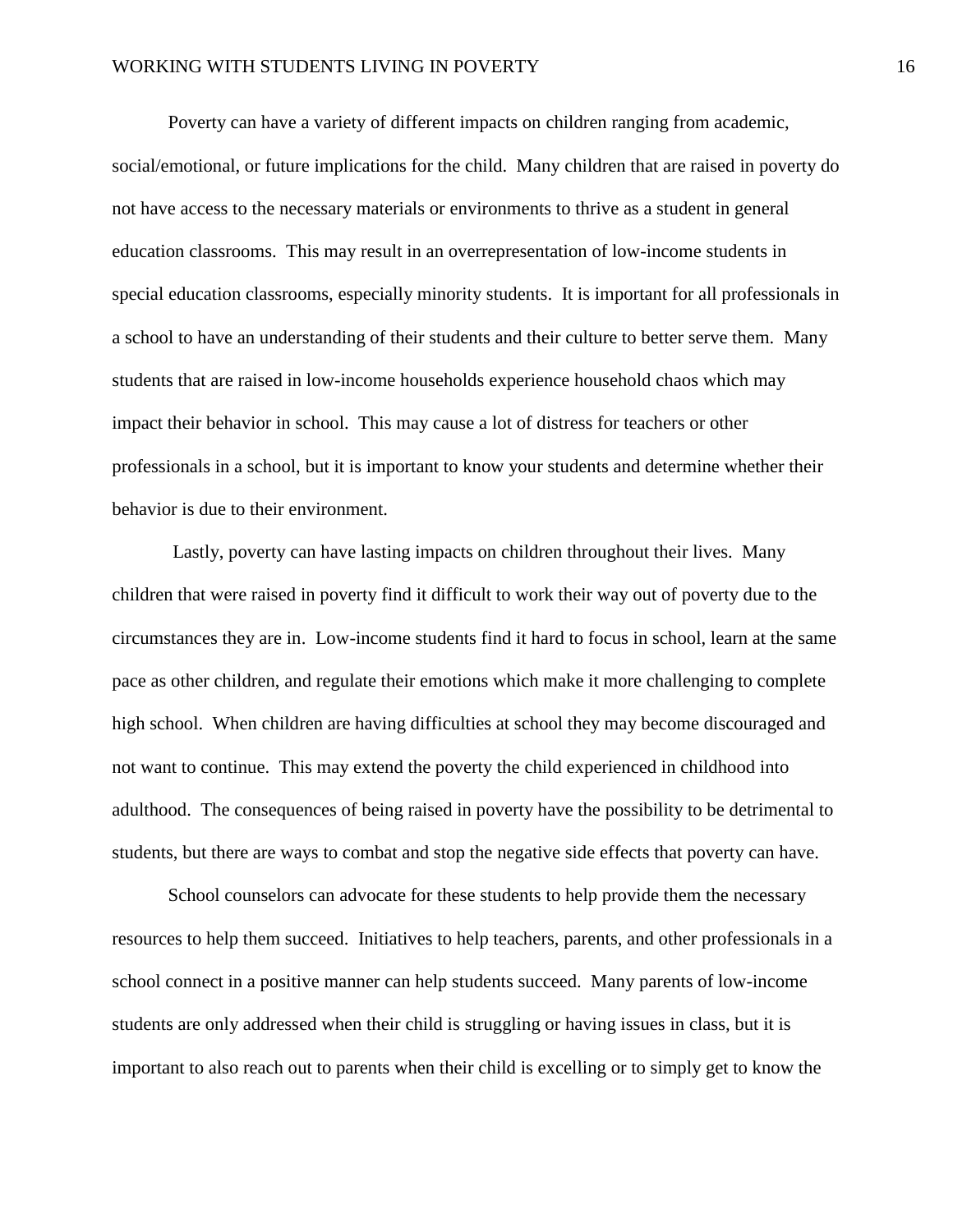Poverty can have a variety of different impacts on children ranging from academic, social/emotional, or future implications for the child. Many children that are raised in poverty do not have access to the necessary materials or environments to thrive as a student in general education classrooms. This may result in an overrepresentation of low-income students in special education classrooms, especially minority students. It is important for all professionals in a school to have an understanding of their students and their culture to better serve them. Many students that are raised in low-income households experience household chaos which may impact their behavior in school. This may cause a lot of distress for teachers or other professionals in a school, but it is important to know your students and determine whether their behavior is due to their environment.

Lastly, poverty can have lasting impacts on children throughout their lives. Many children that were raised in poverty find it difficult to work their way out of poverty due to the circumstances they are in. Low-income students find it hard to focus in school, learn at the same pace as other children, and regulate their emotions which make it more challenging to complete high school. When children are having difficulties at school they may become discouraged and not want to continue. This may extend the poverty the child experienced in childhood into adulthood. The consequences of being raised in poverty have the possibility to be detrimental to students, but there are ways to combat and stop the negative side effects that poverty can have.

School counselors can advocate for these students to help provide them the necessary resources to help them succeed. Initiatives to help teachers, parents, and other professionals in a school connect in a positive manner can help students succeed. Many parents of low-income students are only addressed when their child is struggling or having issues in class, but it is important to also reach out to parents when their child is excelling or to simply get to know the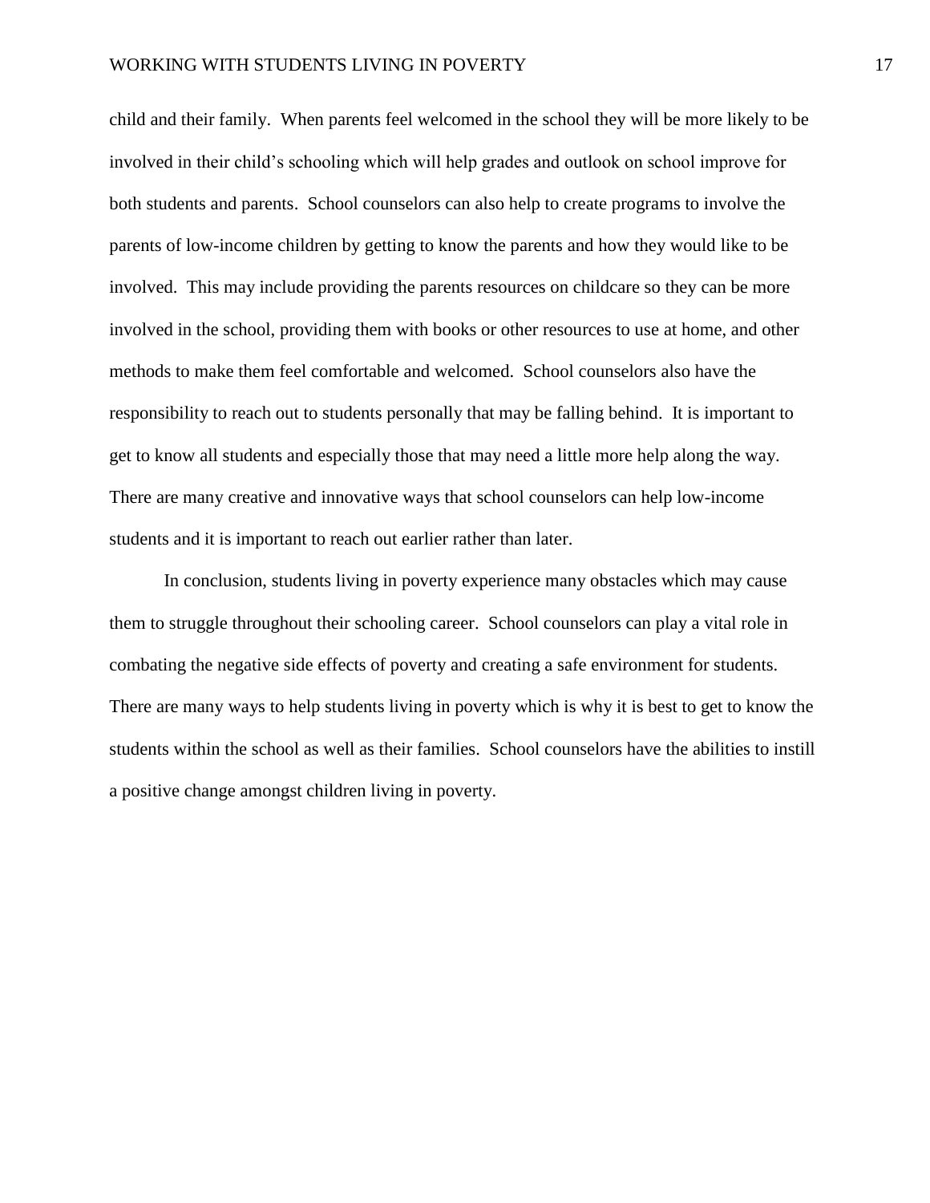child and their family. When parents feel welcomed in the school they will be more likely to be involved in their child's schooling which will help grades and outlook on school improve for both students and parents. School counselors can also help to create programs to involve the parents of low-income children by getting to know the parents and how they would like to be involved. This may include providing the parents resources on childcare so they can be more involved in the school, providing them with books or other resources to use at home, and other methods to make them feel comfortable and welcomed. School counselors also have the responsibility to reach out to students personally that may be falling behind. It is important to get to know all students and especially those that may need a little more help along the way. There are many creative and innovative ways that school counselors can help low-income students and it is important to reach out earlier rather than later.

In conclusion, students living in poverty experience many obstacles which may cause them to struggle throughout their schooling career. School counselors can play a vital role in combating the negative side effects of poverty and creating a safe environment for students. There are many ways to help students living in poverty which is why it is best to get to know the students within the school as well as their families. School counselors have the abilities to instill a positive change amongst children living in poverty.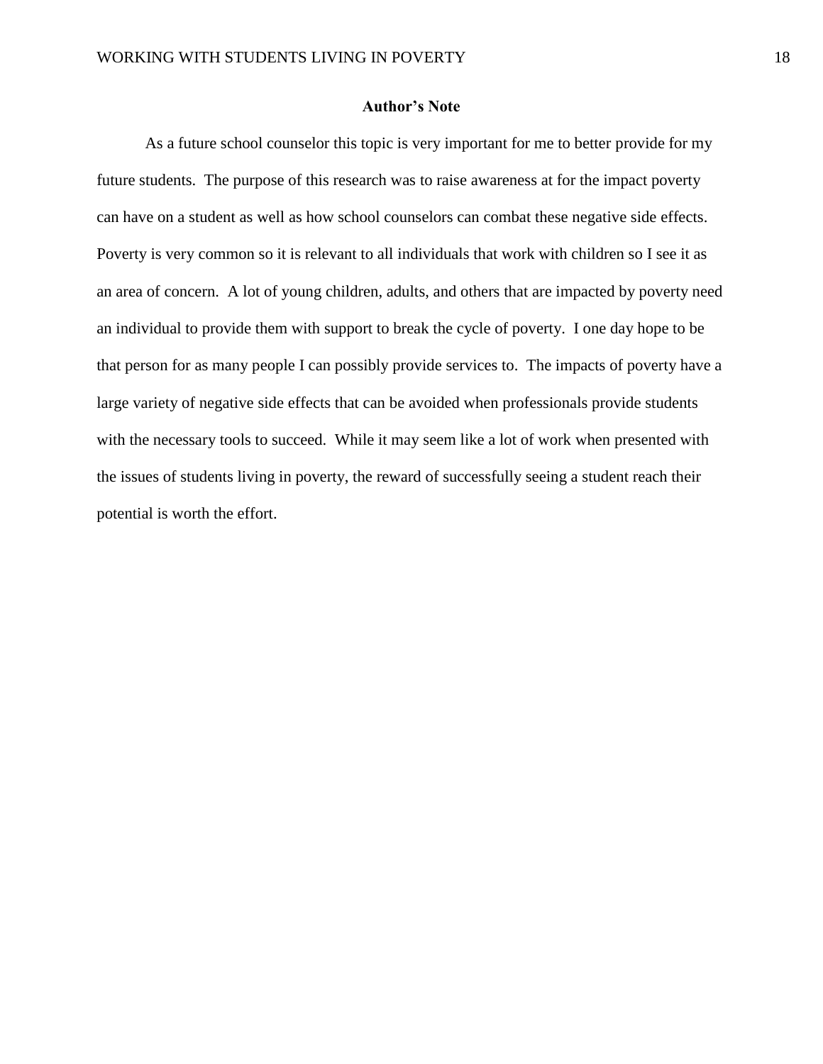## Author's Note

As a future school counselor this topic is very important for me to better provide for my future students. The purpose of this research was to raise awareness at for the impact poverty can have on a student as well as how school counselors can combat these negative side effects. Poverty is very common so it is relevant to all individuals that work with children so I see it as an area of concern. A lot of young children, adults, and others that are impacted by poverty need an individual to provide them with support to break the cycle of poverty. I one day hope to be that person for as many people I can possibly provide services to. The impacts of poverty have a large variety of negative side effects that can be avoided when professionals provide students with the necessary tools to succeed. While it may seem like a lot of work when presented with the issues of students living in poverty, the reward of successfully seeing a student reach their potential is worth the effort.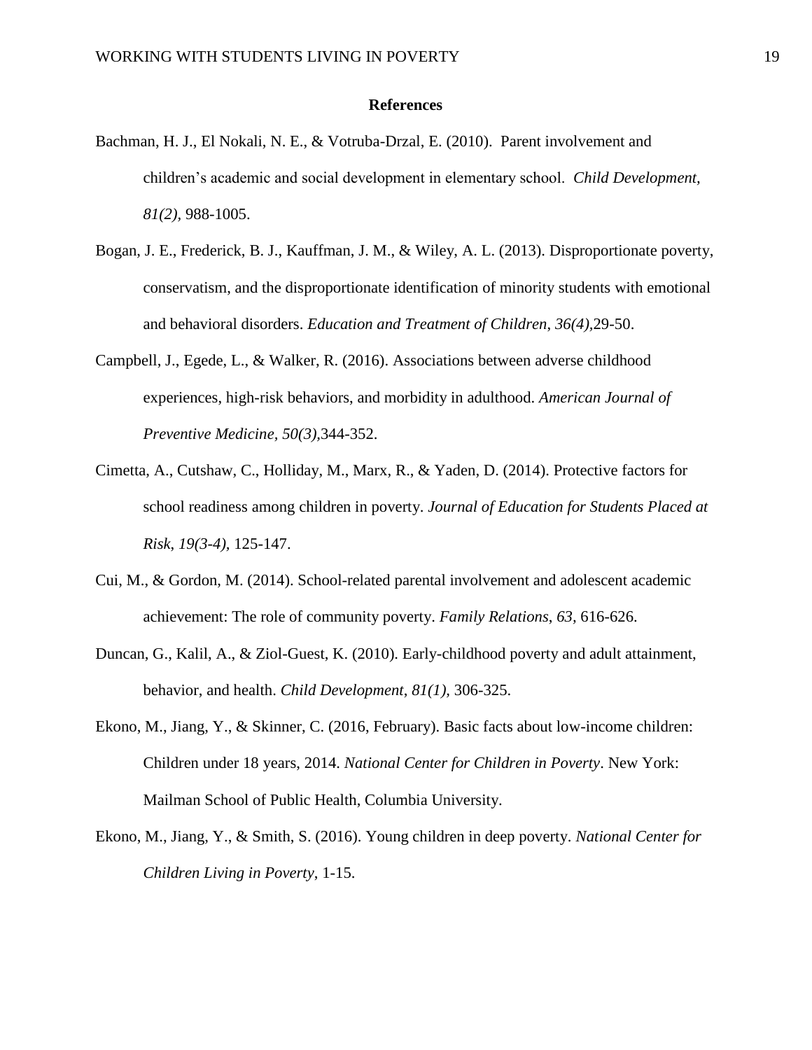# References

Bachman, H. J., El Nokali, N. E., & Votruba-Drzal, E. (2010). Parent involvement and children's academic and social development in elementary school. *Child Development, 81(2),* 988-1005.

Bogan, J. E., Frederick, B. J., Kauffman, J. M., & Wiley, A. L. (2013). Disproportionate poverty, conservatism, and the disproportionate identification of minority students with emotional and behavioral disorders. *Education and Treatment of Children*, *36(4)*,29-50.

Campbell, J., Egede, L., & Walker, R. (2016). Associations between adverse childhood experiences, high-risk behaviors, and morbidity in adulthood. *American Journal of Preventive Medicine*, *50(3)*,344-352.

Cimetta, A., Cutshaw, C., Holliday, M., Marx, R., & Yaden, D. (2014). Protective factors for school readiness among children in poverty. *Journal of Education for Students Placed at Risk, 19(3-4),* 125-147.

Cui, M., & Gordon, M. (2014). School-related parental involvement and adolescent academic achievement: The role of community poverty. *Family Relations*, *63,* 616-626.

Duncan, G., Kalil, A., & Ziol-Guest, K. (2010). Early-childhood poverty and adult attainment, behavior, and health. *Child Development*, *81(1),* 306-325.

Ekono, M., Jiang, Y., & Skinner, C. (2016, February). Basic facts about low-income children: Children under 18 years, 2014. *National Center for Children in Poverty*. New York: Mailman School of Public Health, Columbia University.

Ekono, M., Jiang, Y., & Smith, S. (2016). Young children in deep poverty. *National Center for Children Living in Poverty*, 1-15.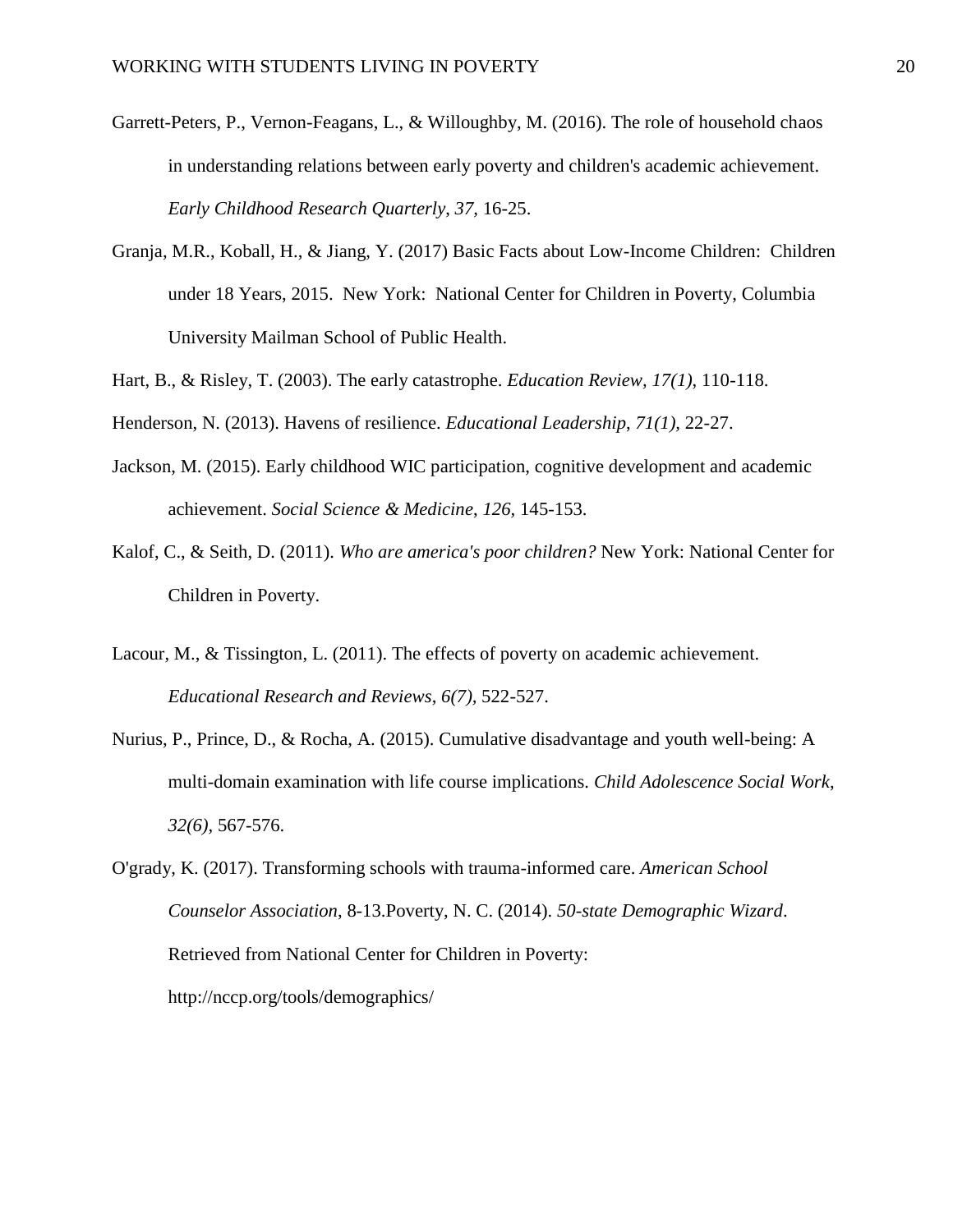Garrett-Peters, P., Vernon-Feagans, L., & Willoughby, M. (2016). The role of household chaos in understanding relations between early poverty and children's academic achievement. *Early Childhood Research Quarterly*, *37,* 16-25.

Granja, M.R., Koball, H., & Jiang, Y. (2017) Basic Facts about Low-Income Children: Children under 18 Years, 2015. New York: National Center for Children in Poverty, Columbia University Mailman School of Public Health.

Hart, B., & Risley, T. (2003). The early catastrophe. *Education Review, 17(1)*, 110-118.

Henderson, N. (2013). Havens of resilience. *Educational Leadership*, *71(1),* 22-27.

Jackson, M. (2015). Early childhood WIC participation, cognitive development and academic achievement. *Social Science & Medicine*, *126,* 145-153.

Kalof, C., & Seith, D. (2011). *Who are america's poor children?* New York: National Center for Children in Poverty.

Lacour, M., & Tissington, L. (2011). The effects of poverty on academic achievement. *Educational Research and Reviews*, *6(7),* 522-527.

Nurius, P., Prince, D., & Rocha, A. (2015). Cumulative disadvantage and youth well-being: A multi-domain examination with life course implications. *Child Adolescence Social Work*, *32(6)*, 567-576.

O'grady, K. (2017). Transforming schools with trauma-informed care. *American School Counselor Association*, 8-13.Poverty, N. C. (2014). *50-state Demographic Wizard*. Retrieved from National Center for Children in Poverty: http://nccp.org/tools/demographics/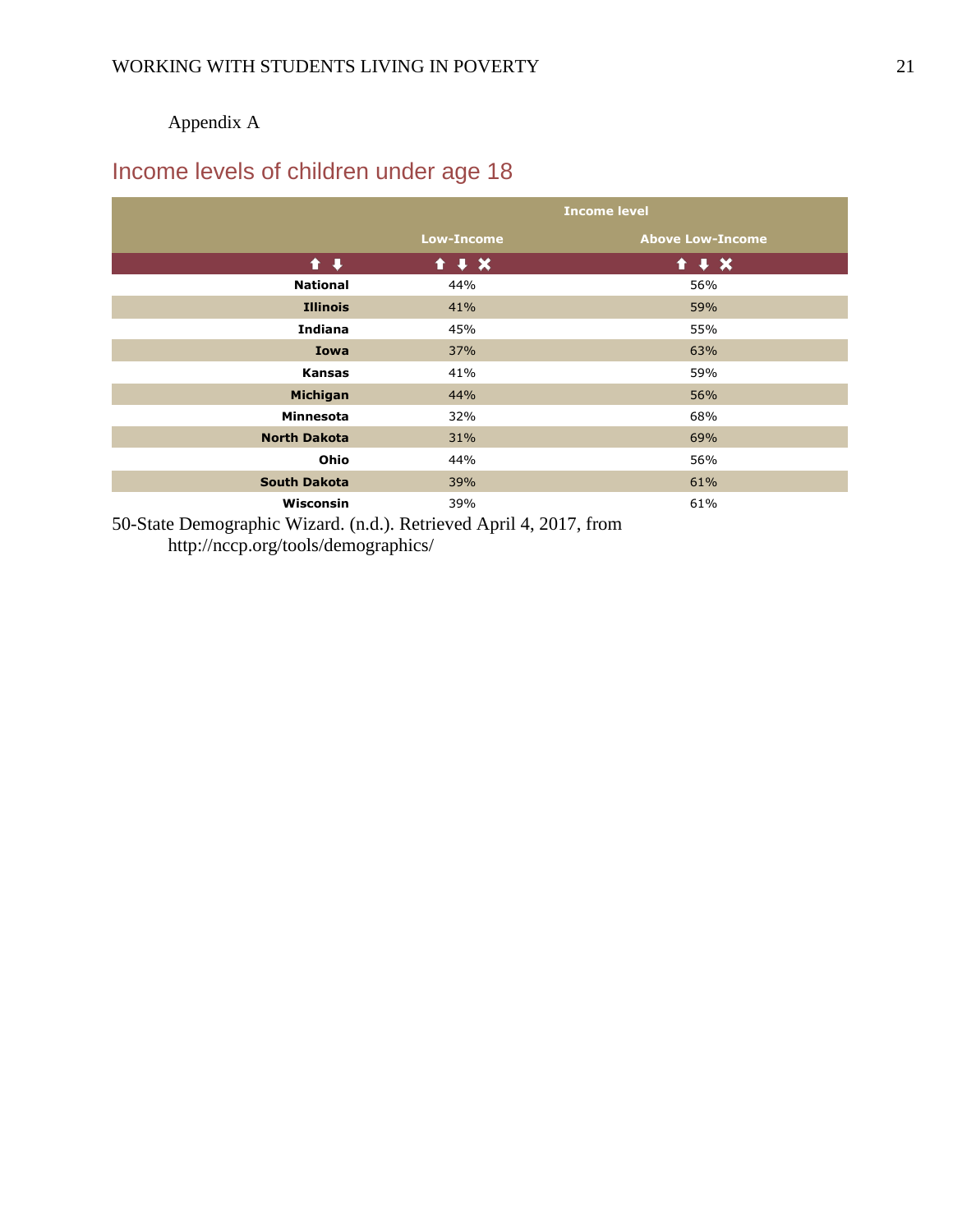Appendix A

## Income levels of children under age 18

| | Income level | |
|---|---|---|
| | Low-Income | Above Low-Income |
| **National** | 44% | 56% |
| **Illinois** | 41% | 59% |
| **Indiana** | 45% | 55% |
| **Iowa** | 37% | 63% |
| **Kansas** | 41% | 59% |
| **Michigan** | 44% | 56% |
| **Minnesota** | 32% | 68% |
| **North Dakota** | 31% | 69% |
| **Ohio** | 44% | 56% |
| **South Dakota** | 39% | 61% |
| **Wisconsin** | 39% | 61% |

50-State Demographic Wizard. (n.d.). Retrieved April 4, 2017, from http://nccp.org/tools/demographics/